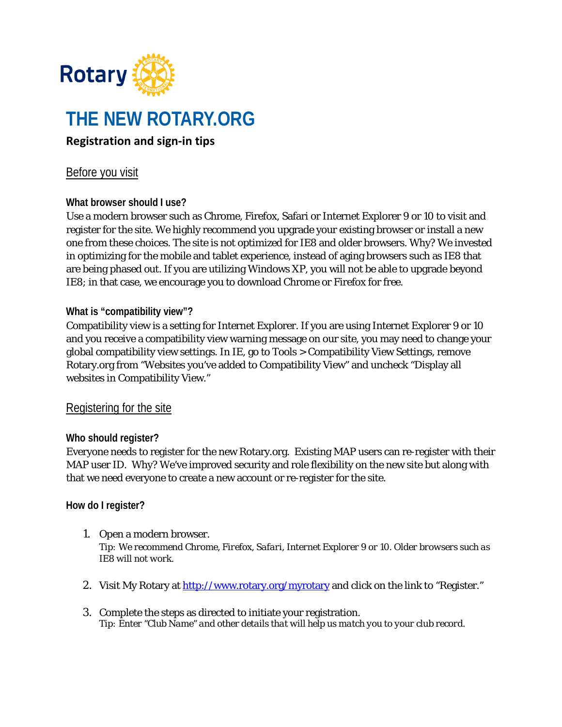Rotary

# THE NEW ROTARY.ORG

**Registration and sign-in tips**

## Before you visit

### What browser should I use?

Use a modern browser such as Chrome, Firefox, Safari or Internet Explorer 9 or 10 to visit and register for the site. We highly recommend you upgrade your existing browser or install a new one from these choices. The site is not optimized for IE8 and older browsers. Why? We invested in optimizing for the mobile and tablet experience, instead of aging browsers such as IE8 that are being phased out. If you are utilizing Windows XP, you will not be able to upgrade beyond IE8; in that case, we encourage you to download Chrome or Firefox for free.

### What is "compatibility view"?

Compatibility view is a setting for Internet Explorer. If you are using Internet Explorer 9 or 10 and you receive a compatibility view warning message on our site, you may need to change your global compatibility view settings. In IE, go to Tools > Compatibility View Settings, remove Rotary.org from "Websites you've added to Compatibility View" and uncheck "Display all websites in Compatibility View."

## Registering for the site

### Who should register?

Everyone needs to register for the new Rotary.org. Existing MAP users can re-register with their MAP user ID. Why? We've improved security and role flexibility on the new site but along with that we need everyone to create a new account or re-register for the site.

### How do I register?

1. Open a modern browser.
   *Tip: We recommend Chrome, Firefox, Safari, Internet Explorer 9 or 10. Older browsers such as IE8 will not work.*

2. Visit My Rotary at [http://www.rotary.org/myrotary](http://www.rotary.org/myrotary) and click on the link to "Register."

3. Complete the steps as directed to initiate your registration.
   *Tip: Enter "Club Name" and other details that will help us match you to your club record.*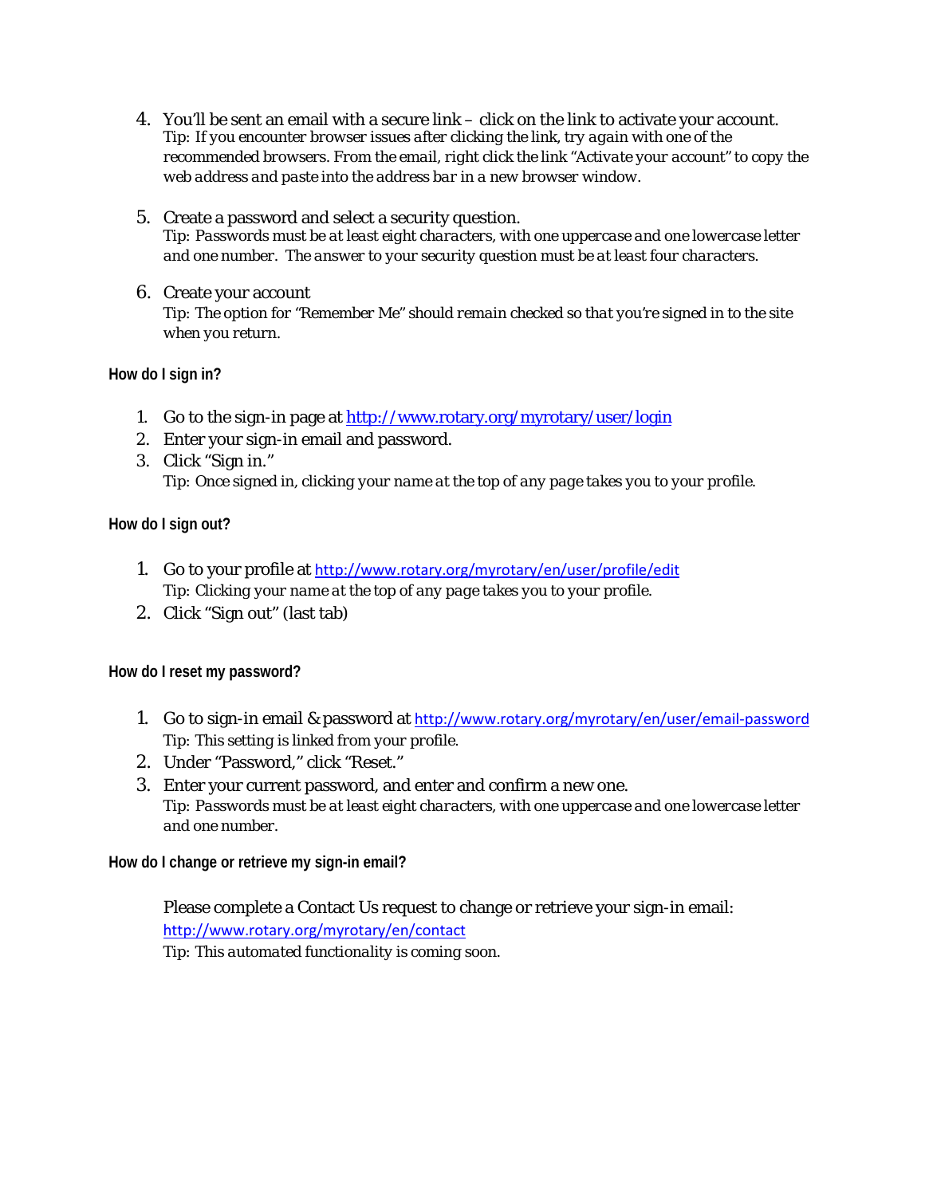4. You'll be sent an email with a secure link – click on the link to activate your account.
   Tip: If you encounter browser issues after clicking the link, try again with one of the recommended browsers. From the email, right click the link "Activate your account" to copy the web address and paste into the address bar in a new browser window.

5. Create a password and select a security question.
   Tip: Passwords must be at least eight characters, with one uppercase and one lowercase letter and one number. The answer to your security question must be at least four characters.

6. Create your account
   Tip: The option for "Remember Me" should remain checked so that you're signed in to the site when you return.

**How do I sign in?**

1. Go to the sign-in page at http://www.rotary.org/myrotary/user/login
2. Enter your sign-in email and password.
3. Click "Sign in."
   Tip: Once signed in, clicking your name at the top of any page takes you to your profile.

**How do I sign out?**

1. Go to your profile at http://www.rotary.org/myrotary/en/user/profile/edit
   Tip: Clicking your name at the top of any page takes you to your profile.
2. Click "Sign out" (last tab)

**How do I reset my password?**

1. Go to sign-in email & password at http://www.rotary.org/myrotary/en/user/email-password
   Tip: This setting is linked from your profile.
2. Under "Password," click "Reset."
3. Enter your current password, and enter and confirm a new one.
   Tip: Passwords must be at least eight characters, with one uppercase and one lowercase letter and one number.

**How do I change or retrieve my sign-in email?**

Please complete a Contact Us request to change or retrieve your sign-in email:
http://www.rotary.org/myrotary/en/contact
Tip: This automated functionality is coming soon.